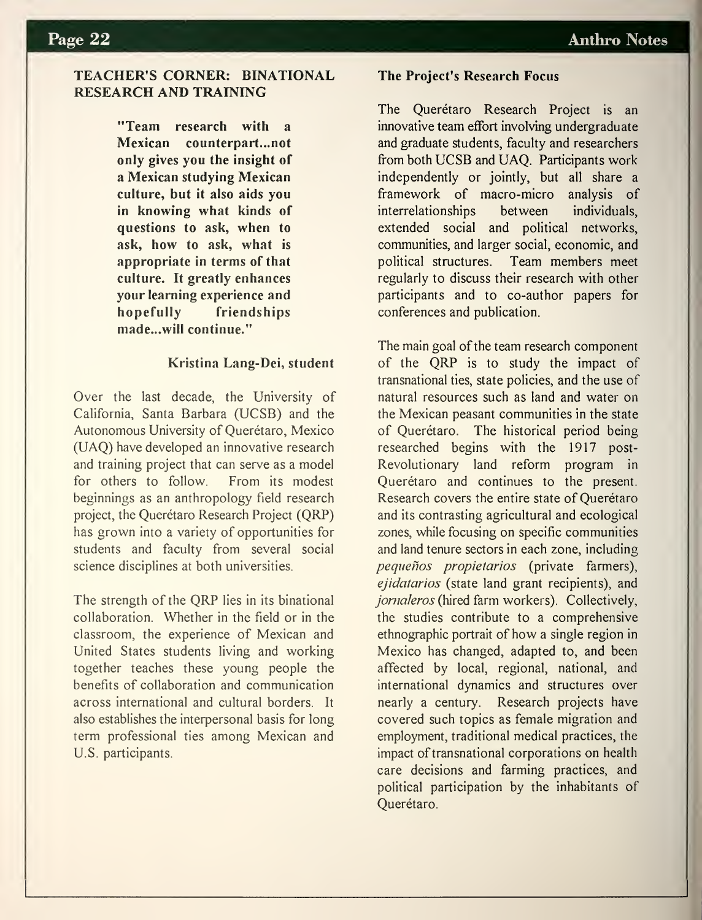## TEACHER'S CORNER: BINATIONAL RESEARCH AND TRAINING

> **"Team research with a Mexican counterpart...not only gives you the insight of a Mexican studying Mexican culture, but it also aids you in knowing what kinds of questions to ask, when to ask, how to ask, what is appropriate in terms of that culture. It greatly enhances your learning experience and hopefully friendships made...will continue."**
>
> **Kristina Lang-Dei, student**

Over the last decade, the University of California, Santa Barbara (UCSB) and the Autonomous University of Querétaro, Mexico (UAQ) have developed an innovative research and training project that can serve as a model for others to follow. From its modest beginnings as an anthropology field research project, the Querétaro Research Project (QRP) has grown into a variety of opportunities for students and faculty from several social science disciplines at both universities.

The strength of the QRP lies in its binational collaboration. Whether in the field or in the classroom, the experience of Mexican and United States students living and working together teaches these young people the benefits of collaboration and communication across international and cultural borders. It also establishes the interpersonal basis for long term professional ties among Mexican and U.S. participants.

### The Project's Research Focus

The Querétaro Research Project is an innovative team effort involving undergraduate and graduate students, faculty and researchers from both UCSB and UAQ. Participants work independently or jointly, but all share a framework of macro-micro analysis of interrelationships between individuals, extended social and political networks, communities, and larger social, economic, and political structures. Team members meet regularly to discuss their research with other participants and to co-author papers for conferences and publication.

The main goal of the team research component of the QRP is to study the impact of transnational ties, state policies, and the use of natural resources such as land and water on the Mexican peasant communities in the state of Querétaro. The historical period being researched begins with the 1917 post-Revolutionary land reform program in Querétaro and continues to the present. Research covers the entire state of Querétaro and its contrasting agricultural and ecological zones, while focusing on specific communities and land tenure sectors in each zone, including *pequeños propietarios* (private farmers), *ejidatarios* (state land grant recipients), and *jornaleros* (hired farm workers). Collectively, the studies contribute to a comprehensive ethnographic portrait of how a single region in Mexico has changed, adapted to, and been affected by local, regional, national, and international dynamics and structures over nearly a century. Research projects have covered such topics as female migration and employment, traditional medical practices, the impact of transnational corporations on health care decisions and farming practices, and political participation by the inhabitants of Querétaro.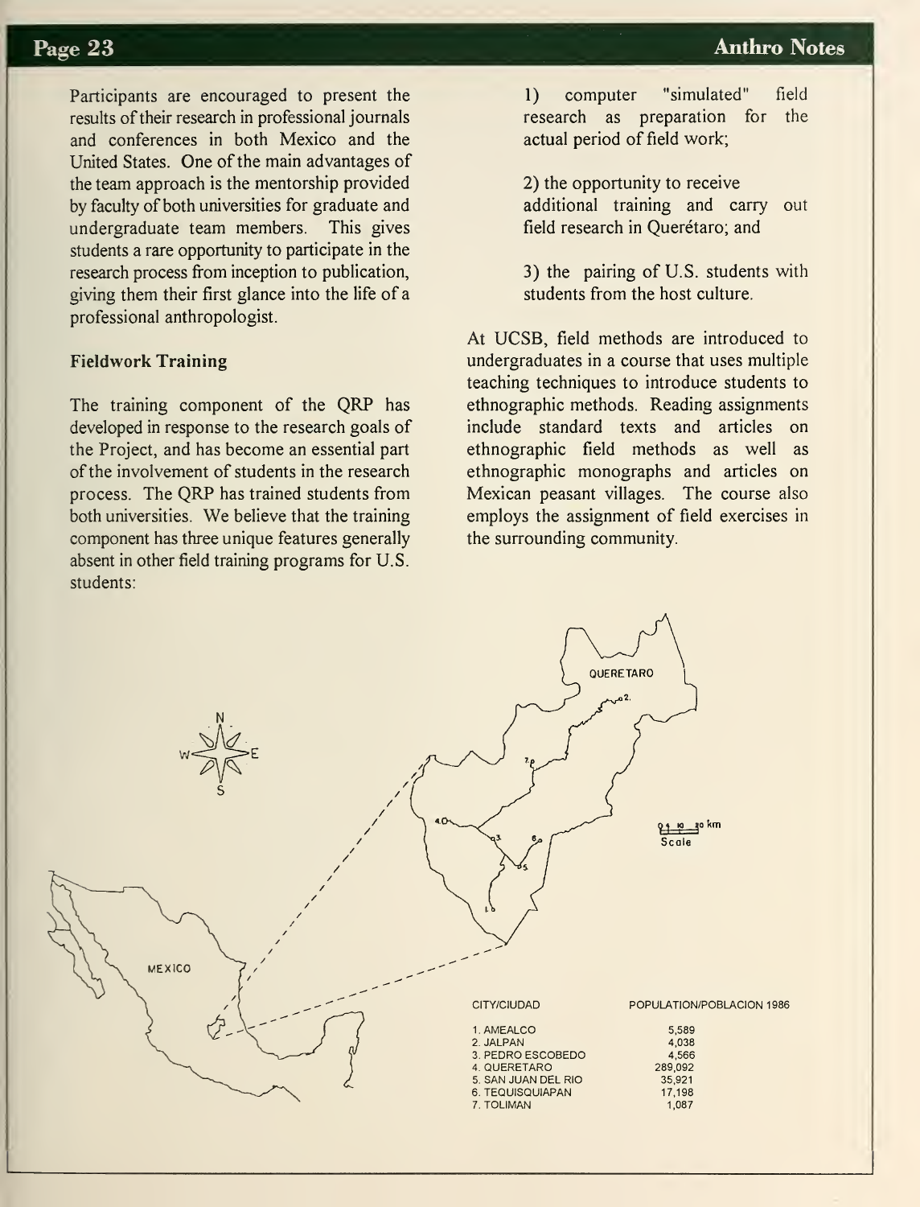Participants are encouraged to present the results of their research in professional journals and conferences in both Mexico and the United States. One of the main advantages of the team approach is the mentorship provided by faculty of both universities for graduate and undergraduate team members. This gives students a rare opportunity to participate in the research process from inception to publication, giving them their first glance into the life of a professional anthropologist.

### Fieldwork Training

The training component of the QRP has developed in response to the research goals of the Project, and has become an essential part of the involvement of students in the research process. The QRP has trained students from both universities. We believe that the training component has three unique features generally absent in other field training programs for U.S. students:

1) computer "simulated" field research as preparation for the actual period of field work;

2) the opportunity to receive additional training and carry out field research in Querétaro; and

3) the pairing of U.S. students with students from the host culture.

At UCSB, field methods are introduced to undergraduates in a course that uses multiple teaching techniques to introduce students to ethnographic methods. Reading assignments include standard texts and articles on ethnographic field methods as well as ethnographic monographs and articles on Mexican peasant villages. The course also employs the assignment of field exercises in the surrounding community.

| CITY/CIUDAD | POPULATION/POBLACION 1986 |
|---|---|
| 1. AMEALCO | 5,589 |
| 2. JALPAN | 4,038 |
| 3. PEDRO ESCOBEDO | 4,566 |
| 4. QUERETARO | 289,092 |
| 5. SAN JUAN DEL RIO | 35,921 |
| 6. TEQUISQUIAPAN | 17,198 |
| 7. TOLIMAN | 1,087 |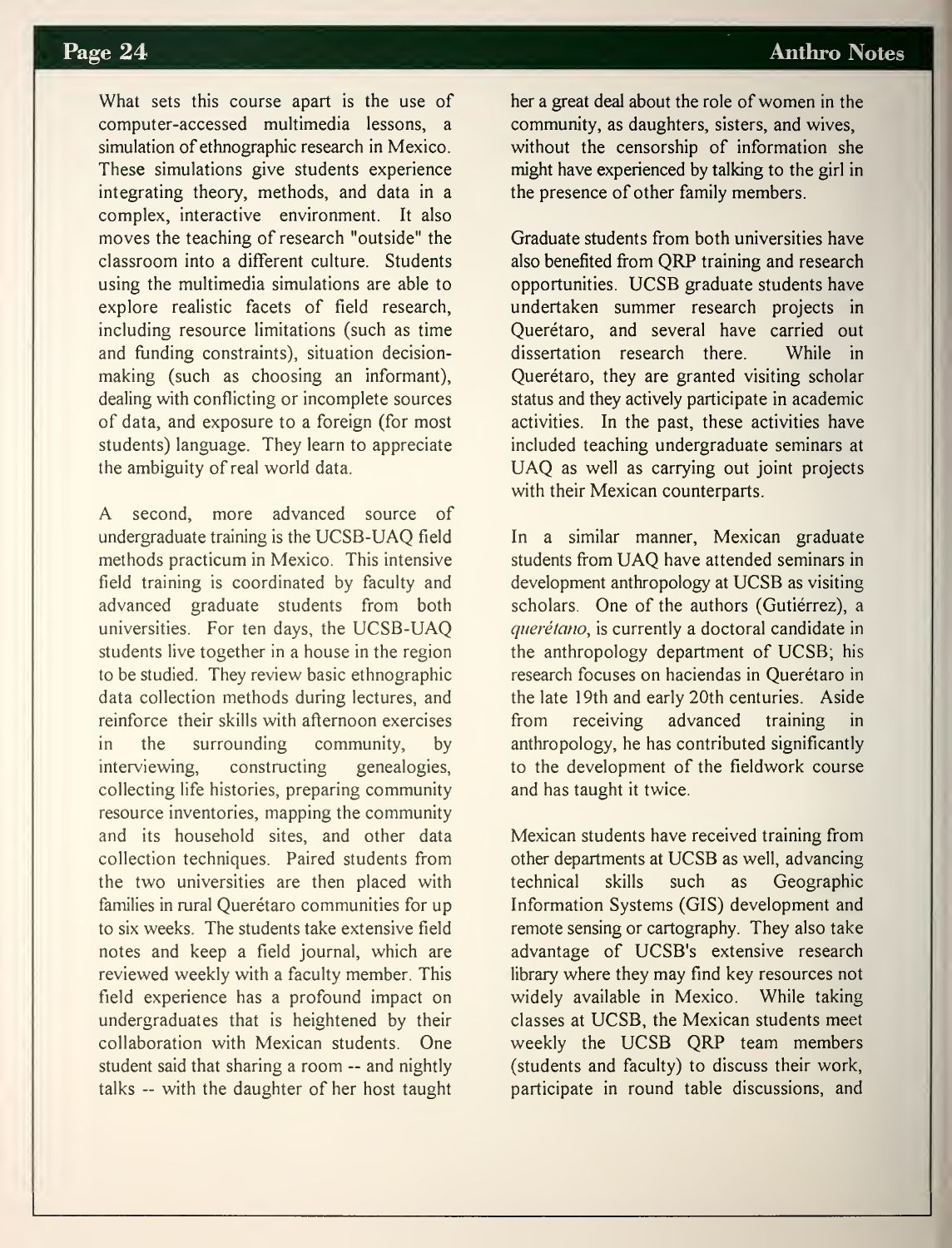What sets this course apart is the use of computer-accessed multimedia lessons, a simulation of ethnographic research in Mexico. These simulations give students experience integrating theory, methods, and data in a complex, interactive environment. It also moves the teaching of research "outside" the classroom into a different culture. Students using the multimedia simulations are able to explore realistic facets of field research, including resource limitations (such as time and funding constraints), situation decision-making (such as choosing an informant), dealing with conflicting or incomplete sources of data, and exposure to a foreign (for most students) language. They learn to appreciate the ambiguity of real world data.

A second, more advanced source of undergraduate training is the UCSB-UAQ field methods practicum in Mexico. This intensive field training is coordinated by faculty and advanced graduate students from both universities. For ten days, the UCSB-UAQ students live together in a house in the region to be studied. They review basic ethnographic data collection methods during lectures, and reinforce their skills with afternoon exercises in the surrounding community, by interviewing, constructing genealogies, collecting life histories, preparing community resource inventories, mapping the community and its household sites, and other data collection techniques. Paired students from the two universities are then placed with families in rural Querétaro communities for up to six weeks. The students take extensive field notes and keep a field journal, which are reviewed weekly with a faculty member. This field experience has a profound impact on undergraduates that is heightened by their collaboration with Mexican students. One student said that sharing a room -- and nightly talks -- with the daughter of her host taught her a great deal about the role of women in the community, as daughters, sisters, and wives, without the censorship of information she might have experienced by talking to the girl in the presence of other family members.

Graduate students from both universities have also benefited from QRP training and research opportunities. UCSB graduate students have undertaken summer research projects in Querétaro, and several have carried out dissertation research there. While in Querétaro, they are granted visiting scholar status and they actively participate in academic activities. In the past, these activities have included teaching undergraduate seminars at UAQ as well as carrying out joint projects with their Mexican counterparts.

In a similar manner, Mexican graduate students from UAQ have attended seminars in development anthropology at UCSB as visiting scholars. One of the authors (Gutiérrez), a *querétano*, is currently a doctoral candidate in the anthropology department of UCSB; his research focuses on haciendas in Querétaro in the late 19th and early 20th centuries. Aside from receiving advanced training in anthropology, he has contributed significantly to the development of the fieldwork course and has taught it twice.

Mexican students have received training from other departments at UCSB as well, advancing technical skills such as Geographic Information Systems (GIS) development and remote sensing or cartography. They also take advantage of UCSB's extensive research library where they may find key resources not widely available in Mexico. While taking classes at UCSB, the Mexican students meet weekly the UCSB QRP team members (students and faculty) to discuss their work, participate in round table discussions, and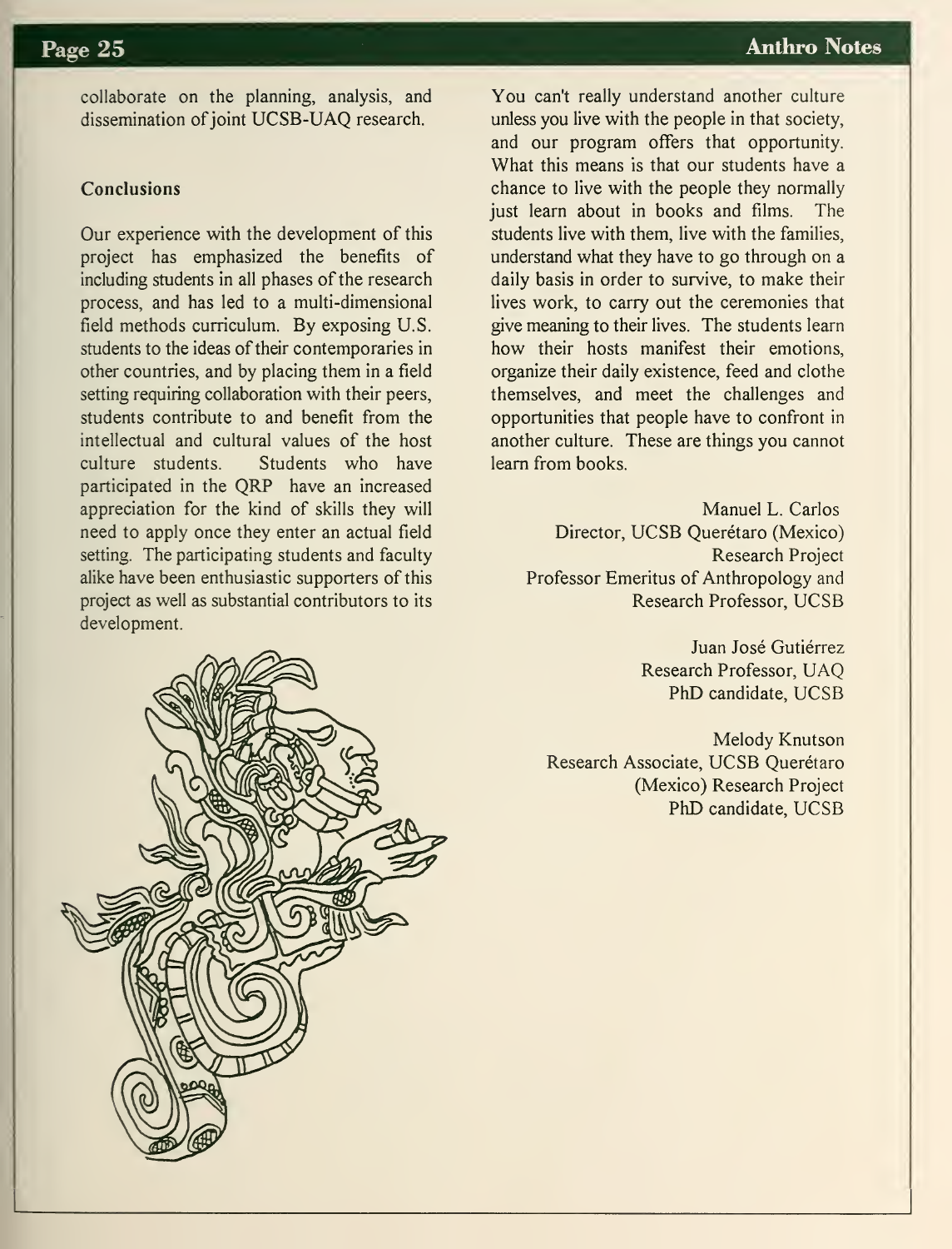collaborate on the planning, analysis, and dissemination of joint UCSB-UAQ research.

### Conclusions

Our experience with the development of this project has emphasized the benefits of including students in all phases of the research process, and has led to a multi-dimensional field methods curriculum. By exposing U.S. students to the ideas of their contemporaries in other countries, and by placing them in a field setting requiring collaboration with their peers, students contribute to and benefit from the intellectual and cultural values of the host culture students. Students who have participated in the QRP have an increased appreciation for the kind of skills they will need to apply once they enter an actual field setting. The participating students and faculty alike have been enthusiastic supporters of this project as well as substantial contributors to its development.

You can't really understand another culture unless you live with the people in that society, and our program offers that opportunity. What this means is that our students have a chance to live with the people they normally just learn about in books and films. The students live with them, live with the families, understand what they have to go through on a daily basis in order to survive, to make their lives work, to carry out the ceremonies that give meaning to their lives. The students learn how their hosts manifest their emotions, organize their daily existence, feed and clothe themselves, and meet the challenges and opportunities that people have to confront in another culture. These are things you cannot learn from books.

Manuel L. Carlos
Director, UCSB Querétaro (Mexico) Research Project
Professor Emeritus of Anthropology and Research Professor, UCSB

Juan José Gutiérrez
Research Professor, UAQ
PhD candidate, UCSB

Melody Knutson
Research Associate, UCSB Querétaro (Mexico) Research Project
PhD candidate, UCSB